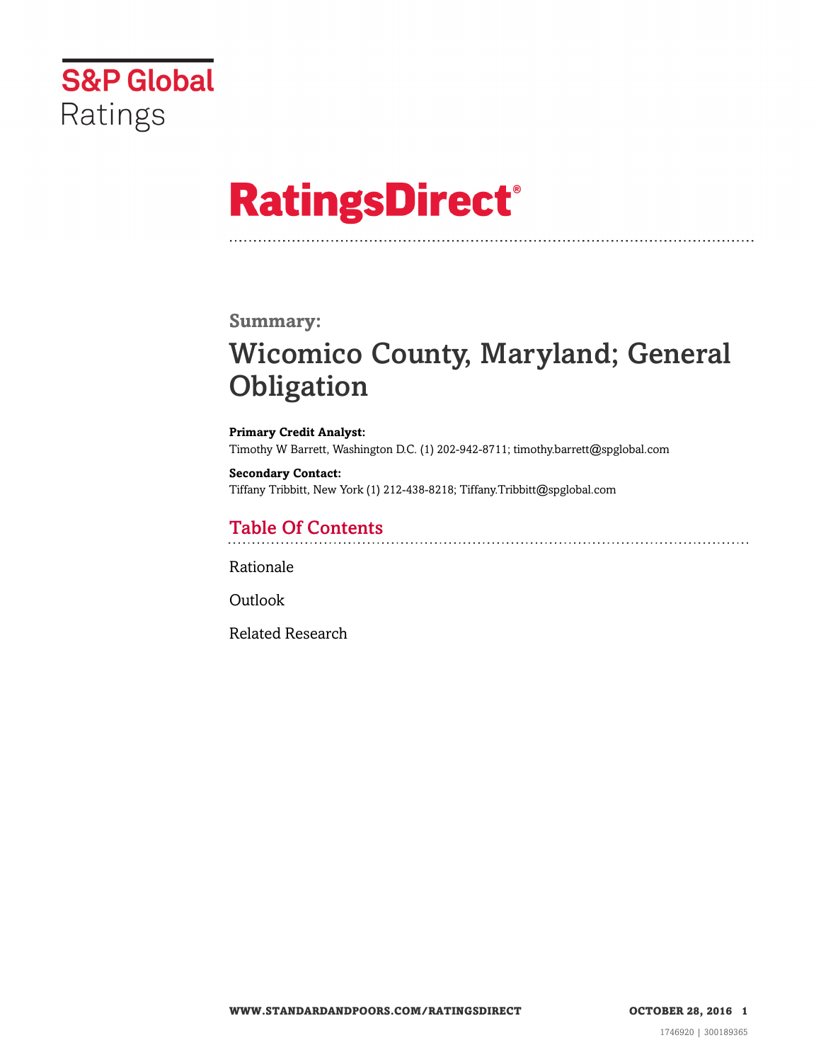S&P Global Ratings

# RatingsDirect®

## Summary:

# Wicomico County, Maryland; General Obligation

**Primary Credit Analyst:**
Timothy W Barrett, Washington D.C. (1) 202-942-8711; timothy.barrett@spglobal.com

**Secondary Contact:**
Tiffany Tribbitt, New York (1) 212-438-8218; Tiffany.Tribbitt@spglobal.com

## Table Of Contents

Rationale

Outlook

Related Research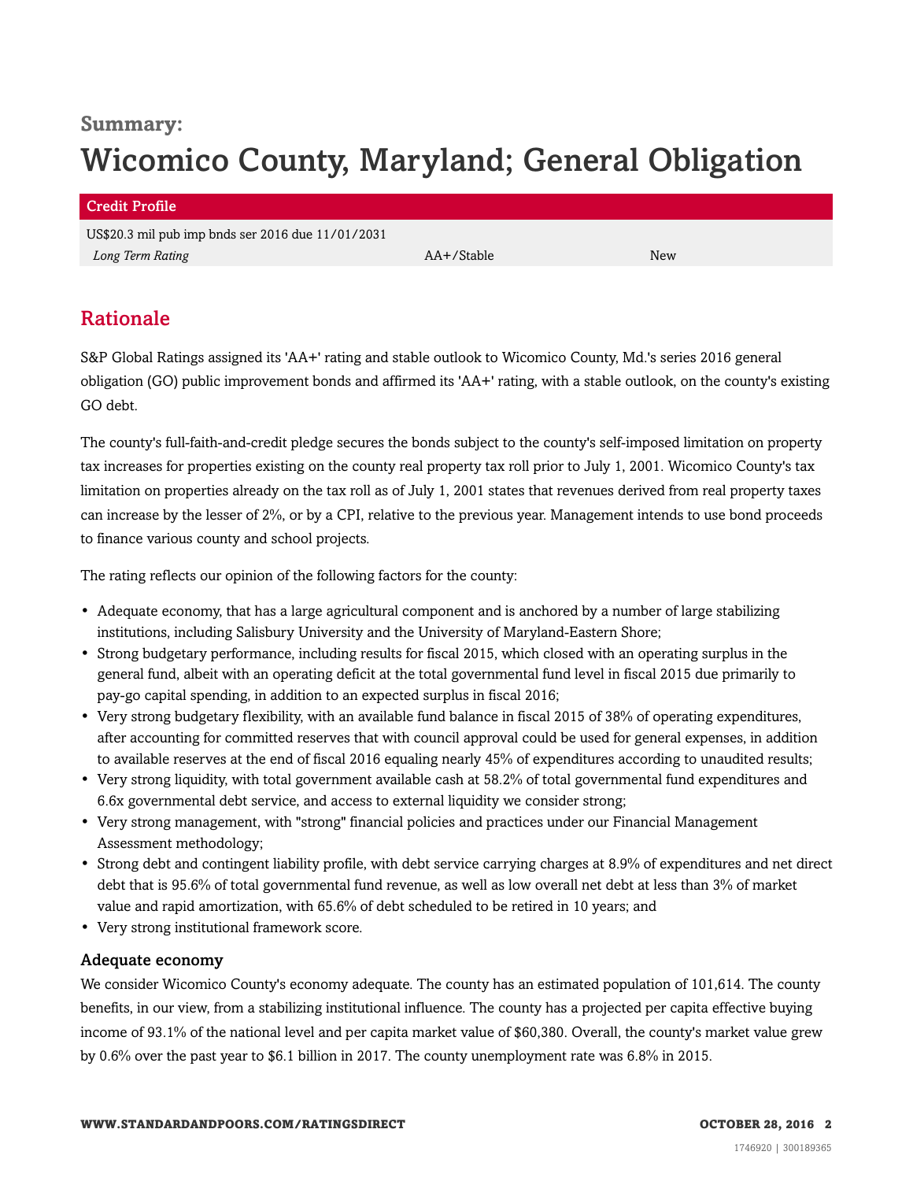## Summary:

# Wicomico County, Maryland; General Obligation

| Credit Profile | | |
|---|---|---|
| US$20.3 mil pub imp bnds ser 2016 due 11/01/2031 | | |
| *Long Term Rating* | AA+/Stable | New |

## Rationale

S&P Global Ratings assigned its 'AA+' rating and stable outlook to Wicomico County, Md.'s series 2016 general obligation (GO) public improvement bonds and affirmed its 'AA+' rating, with a stable outlook, on the county's existing GO debt.

The county's full-faith-and-credit pledge secures the bonds subject to the county's self-imposed limitation on property tax increases for properties existing on the county real property tax roll prior to July 1, 2001. Wicomico County's tax limitation on properties already on the tax roll as of July 1, 2001 states that revenues derived from real property taxes can increase by the lesser of 2%, or by a CPI, relative to the previous year. Management intends to use bond proceeds to finance various county and school projects.

The rating reflects our opinion of the following factors for the county:

- Adequate economy, that has a large agricultural component and is anchored by a number of large stabilizing institutions, including Salisbury University and the University of Maryland-Eastern Shore;
- Strong budgetary performance, including results for fiscal 2015, which closed with an operating surplus in the general fund, albeit with an operating deficit at the total governmental fund level in fiscal 2015 due primarily to pay-go capital spending, in addition to an expected surplus in fiscal 2016;
- Very strong budgetary flexibility, with an available fund balance in fiscal 2015 of 38% of operating expenditures, after accounting for committed reserves that with council approval could be used for general expenses, in addition to available reserves at the end of fiscal 2016 equaling nearly 45% of expenditures according to unaudited results;
- Very strong liquidity, with total government available cash at 58.2% of total governmental fund expenditures and 6.6x governmental debt service, and access to external liquidity we consider strong;
- Very strong management, with "strong" financial policies and practices under our Financial Management Assessment methodology;
- Strong debt and contingent liability profile, with debt service carrying charges at 8.9% of expenditures and net direct debt that is 95.6% of total governmental fund revenue, as well as low overall net debt at less than 3% of market value and rapid amortization, with 65.6% of debt scheduled to be retired in 10 years; and
- Very strong institutional framework score.

### Adequate economy

We consider Wicomico County's economy adequate. The county has an estimated population of 101,614. The county benefits, in our view, from a stabilizing institutional influence. The county has a projected per capita effective buying income of 93.1% of the national level and per capita market value of $60,380. Overall, the county's market value grew by 0.6% over the past year to $6.1 billion in 2017. The county unemployment rate was 6.8% in 2015.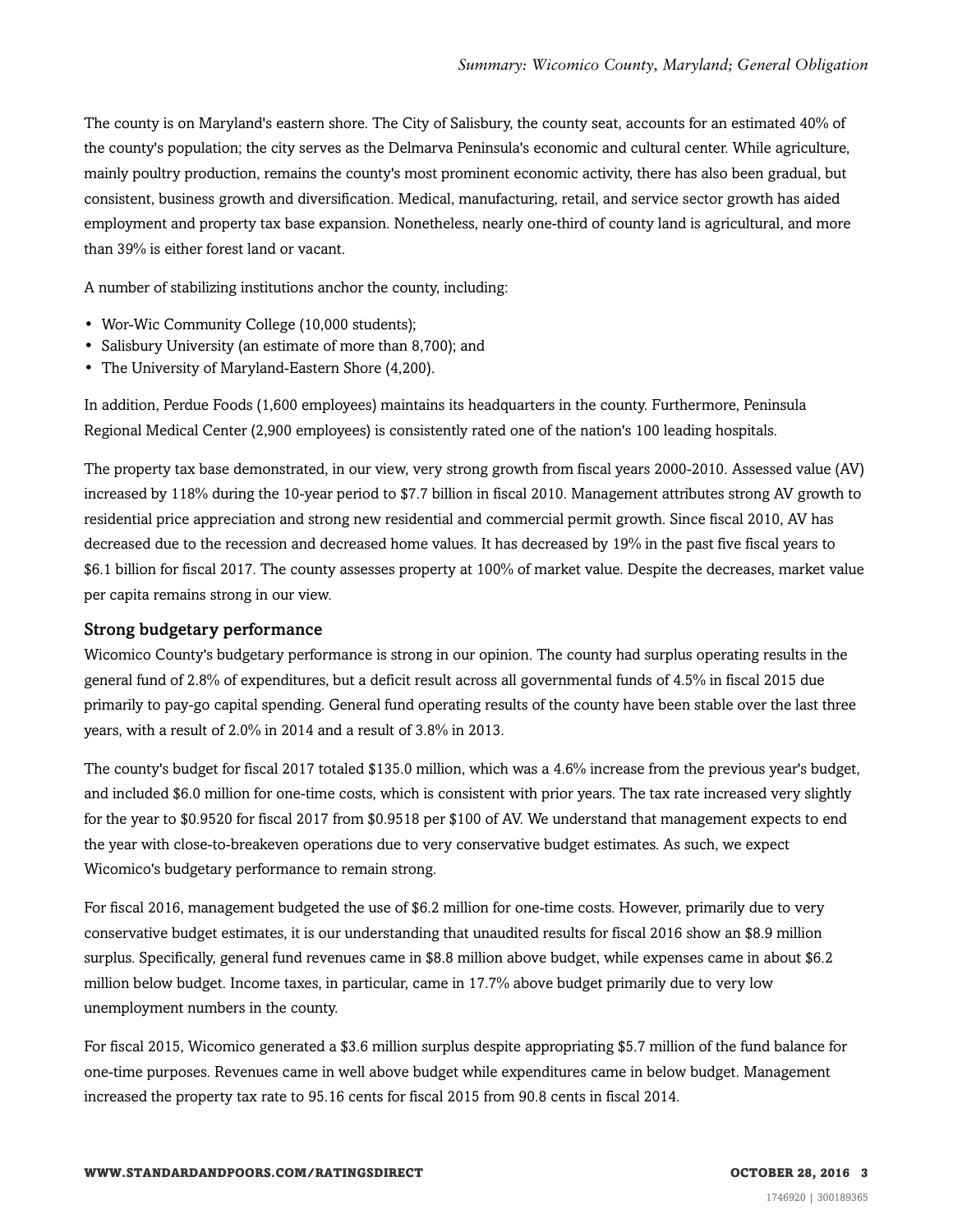The county is on Maryland's eastern shore. The City of Salisbury, the county seat, accounts for an estimated 40% of the county's population; the city serves as the Delmarva Peninsula's economic and cultural center. While agriculture, mainly poultry production, remains the county's most prominent economic activity, there has also been gradual, but consistent, business growth and diversification. Medical, manufacturing, retail, and service sector growth has aided employment and property tax base expansion. Nonetheless, nearly one-third of county land is agricultural, and more than 39% is either forest land or vacant.

A number of stabilizing institutions anchor the county, including:

- Wor-Wic Community College (10,000 students);
- Salisbury University (an estimate of more than 8,700); and
- The University of Maryland-Eastern Shore (4,200).

In addition, Perdue Foods (1,600 employees) maintains its headquarters in the county. Furthermore, Peninsula Regional Medical Center (2,900 employees) is consistently rated one of the nation's 100 leading hospitals.

The property tax base demonstrated, in our view, very strong growth from fiscal years 2000-2010. Assessed value (AV) increased by 118% during the 10-year period to $7.7 billion in fiscal 2010. Management attributes strong AV growth to residential price appreciation and strong new residential and commercial permit growth. Since fiscal 2010, AV has decreased due to the recession and decreased home values. It has decreased by 19% in the past five fiscal years to $6.1 billion for fiscal 2017. The county assesses property at 100% of market value. Despite the decreases, market value per capita remains strong in our view.

### Strong budgetary performance

Wicomico County's budgetary performance is strong in our opinion. The county had surplus operating results in the general fund of 2.8% of expenditures, but a deficit result across all governmental funds of 4.5% in fiscal 2015 due primarily to pay-go capital spending. General fund operating results of the county have been stable over the last three years, with a result of 2.0% in 2014 and a result of 3.8% in 2013.

The county's budget for fiscal 2017 totaled $135.0 million, which was a 4.6% increase from the previous year's budget, and included $6.0 million for one-time costs, which is consistent with prior years. The tax rate increased very slightly for the year to $0.9520 for fiscal 2017 from $0.9518 per $100 of AV. We understand that management expects to end the year with close-to-breakeven operations due to very conservative budget estimates. As such, we expect Wicomico's budgetary performance to remain strong.

For fiscal 2016, management budgeted the use of $6.2 million for one-time costs. However, primarily due to very conservative budget estimates, it is our understanding that unaudited results for fiscal 2016 show an $8.9 million surplus. Specifically, general fund revenues came in $8.8 million above budget, while expenses came in about $6.2 million below budget. Income taxes, in particular, came in 17.7% above budget primarily due to very low unemployment numbers in the county.

For fiscal 2015, Wicomico generated a $3.6 million surplus despite appropriating $5.7 million of the fund balance for one-time purposes. Revenues came in well above budget while expenditures came in below budget. Management increased the property tax rate to 95.16 cents for fiscal 2015 from 90.8 cents in fiscal 2014.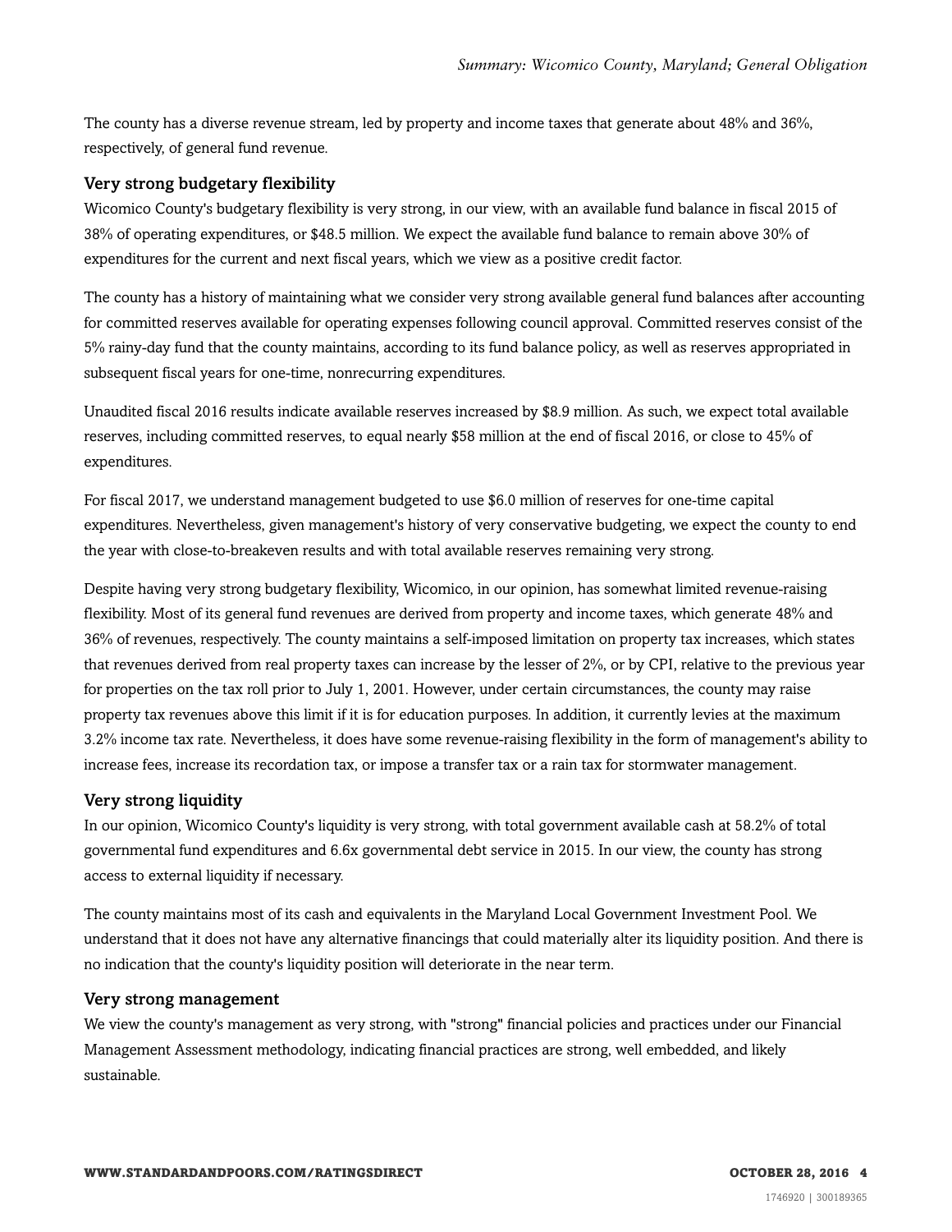The county has a diverse revenue stream, led by property and income taxes that generate about 48% and 36%, respectively, of general fund revenue.

### Very strong budgetary flexibility

Wicomico County's budgetary flexibility is very strong, in our view, with an available fund balance in fiscal 2015 of 38% of operating expenditures, or $48.5 million. We expect the available fund balance to remain above 30% of expenditures for the current and next fiscal years, which we view as a positive credit factor.

The county has a history of maintaining what we consider very strong available general fund balances after accounting for committed reserves available for operating expenses following council approval. Committed reserves consist of the 5% rainy-day fund that the county maintains, according to its fund balance policy, as well as reserves appropriated in subsequent fiscal years for one-time, nonrecurring expenditures.

Unaudited fiscal 2016 results indicate available reserves increased by $8.9 million. As such, we expect total available reserves, including committed reserves, to equal nearly $58 million at the end of fiscal 2016, or close to 45% of expenditures.

For fiscal 2017, we understand management budgeted to use $6.0 million of reserves for one-time capital expenditures. Nevertheless, given management's history of very conservative budgeting, we expect the county to end the year with close-to-breakeven results and with total available reserves remaining very strong.

Despite having very strong budgetary flexibility, Wicomico, in our opinion, has somewhat limited revenue-raising flexibility. Most of its general fund revenues are derived from property and income taxes, which generate 48% and 36% of revenues, respectively. The county maintains a self-imposed limitation on property tax increases, which states that revenues derived from real property taxes can increase by the lesser of 2%, or by CPI, relative to the previous year for properties on the tax roll prior to July 1, 2001. However, under certain circumstances, the county may raise property tax revenues above this limit if it is for education purposes. In addition, it currently levies at the maximum 3.2% income tax rate. Nevertheless, it does have some revenue-raising flexibility in the form of management's ability to increase fees, increase its recordation tax, or impose a transfer tax or a rain tax for stormwater management.

### Very strong liquidity

In our opinion, Wicomico County's liquidity is very strong, with total government available cash at 58.2% of total governmental fund expenditures and 6.6x governmental debt service in 2015. In our view, the county has strong access to external liquidity if necessary.

The county maintains most of its cash and equivalents in the Maryland Local Government Investment Pool. We understand that it does not have any alternative financings that could materially alter its liquidity position. And there is no indication that the county's liquidity position will deteriorate in the near term.

### Very strong management

We view the county's management as very strong, with "strong" financial policies and practices under our Financial Management Assessment methodology, indicating financial practices are strong, well embedded, and likely sustainable.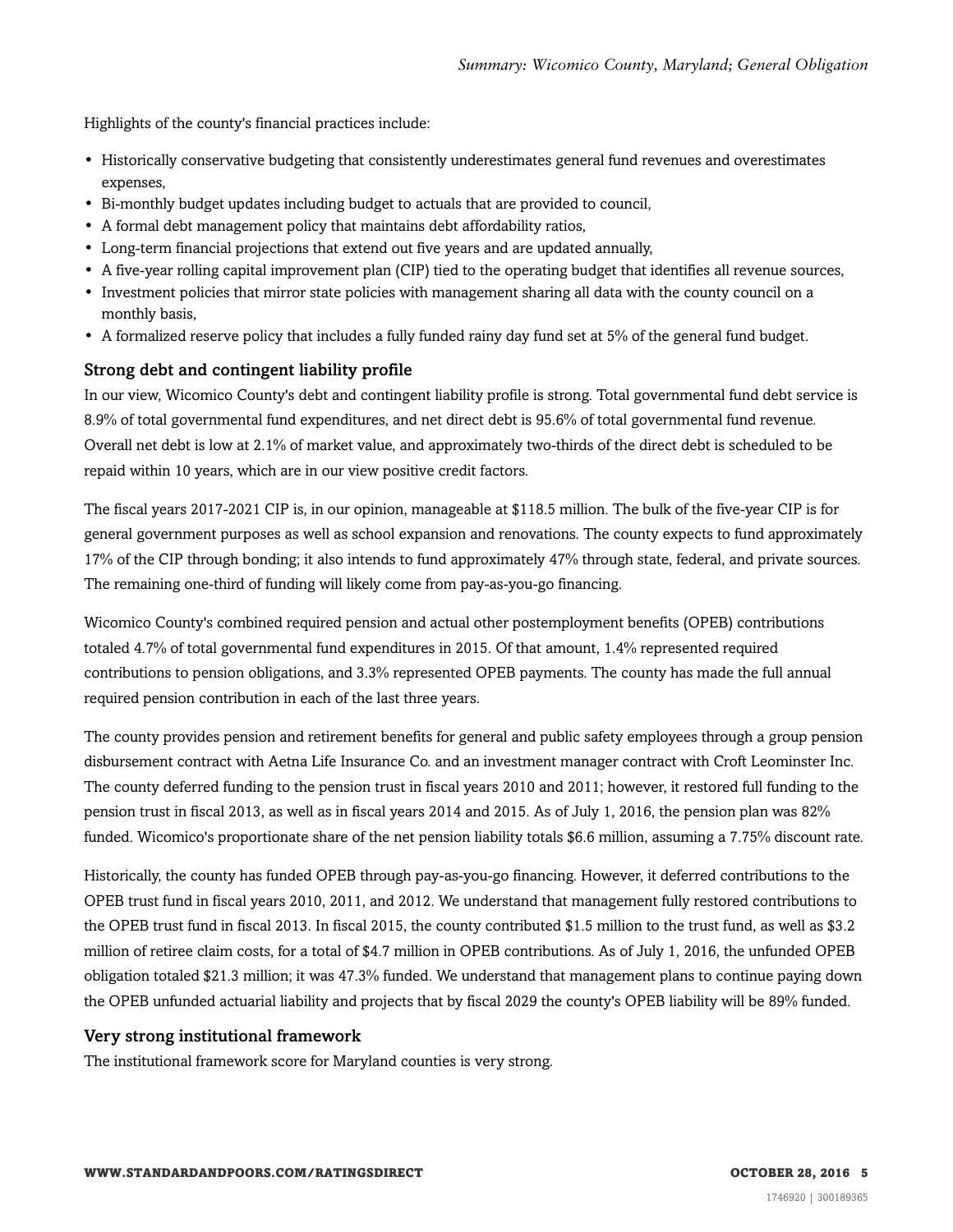Highlights of the county's financial practices include:

- Historically conservative budgeting that consistently underestimates general fund revenues and overestimates expenses,
- Bi-monthly budget updates including budget to actuals that are provided to council,
- A formal debt management policy that maintains debt affordability ratios,
- Long-term financial projections that extend out five years and are updated annually,
- A five-year rolling capital improvement plan (CIP) tied to the operating budget that identifies all revenue sources,
- Investment policies that mirror state policies with management sharing all data with the county council on a monthly basis,
- A formalized reserve policy that includes a fully funded rainy day fund set at 5% of the general fund budget.

### Strong debt and contingent liability profile

In our view, Wicomico County's debt and contingent liability profile is strong. Total governmental fund debt service is 8.9% of total governmental fund expenditures, and net direct debt is 95.6% of total governmental fund revenue. Overall net debt is low at 2.1% of market value, and approximately two-thirds of the direct debt is scheduled to be repaid within 10 years, which are in our view positive credit factors.

The fiscal years 2017-2021 CIP is, in our opinion, manageable at $118.5 million. The bulk of the five-year CIP is for general government purposes as well as school expansion and renovations. The county expects to fund approximately 17% of the CIP through bonding; it also intends to fund approximately 47% through state, federal, and private sources. The remaining one-third of funding will likely come from pay-as-you-go financing.

Wicomico County's combined required pension and actual other postemployment benefits (OPEB) contributions totaled 4.7% of total governmental fund expenditures in 2015. Of that amount, 1.4% represented required contributions to pension obligations, and 3.3% represented OPEB payments. The county has made the full annual required pension contribution in each of the last three years.

The county provides pension and retirement benefits for general and public safety employees through a group pension disbursement contract with Aetna Life Insurance Co. and an investment manager contract with Croft Leominster Inc. The county deferred funding to the pension trust in fiscal years 2010 and 2011; however, it restored full funding to the pension trust in fiscal 2013, as well as in fiscal years 2014 and 2015. As of July 1, 2016, the pension plan was 82% funded. Wicomico's proportionate share of the net pension liability totals $6.6 million, assuming a 7.75% discount rate.

Historically, the county has funded OPEB through pay-as-you-go financing. However, it deferred contributions to the OPEB trust fund in fiscal years 2010, 2011, and 2012. We understand that management fully restored contributions to the OPEB trust fund in fiscal 2013. In fiscal 2015, the county contributed $1.5 million to the trust fund, as well as $3.2 million of retiree claim costs, for a total of $4.7 million in OPEB contributions. As of July 1, 2016, the unfunded OPEB obligation totaled $21.3 million; it was 47.3% funded. We understand that management plans to continue paying down the OPEB unfunded actuarial liability and projects that by fiscal 2029 the county's OPEB liability will be 89% funded.

### Very strong institutional framework

The institutional framework score for Maryland counties is very strong.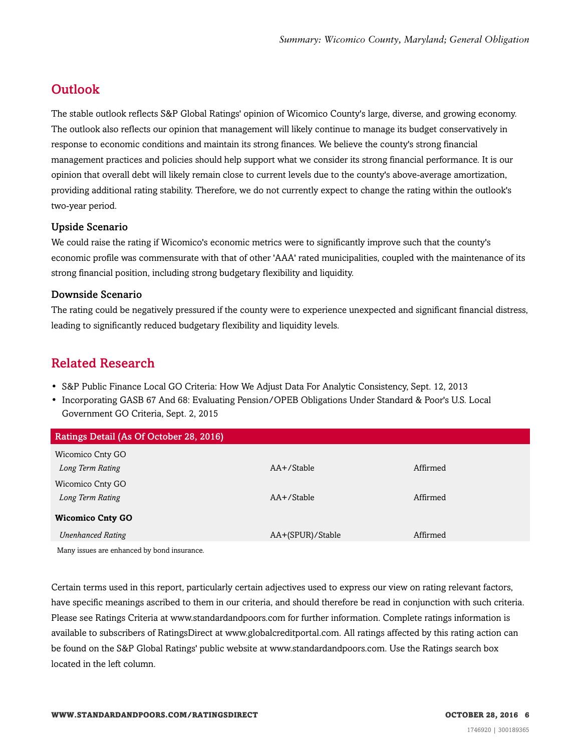## Outlook

The stable outlook reflects S&P Global Ratings' opinion of Wicomico County's large, diverse, and growing economy. The outlook also reflects our opinion that management will likely continue to manage its budget conservatively in response to economic conditions and maintain its strong finances. We believe the county's strong financial management practices and policies should help support what we consider its strong financial performance. It is our opinion that overall debt will likely remain close to current levels due to the county's above-average amortization, providing additional rating stability. Therefore, we do not currently expect to change the rating within the outlook's two-year period.

### Upside Scenario

We could raise the rating if Wicomico's economic metrics were to significantly improve such that the county's economic profile was commensurate with that of other 'AAA' rated municipalities, coupled with the maintenance of its strong financial position, including strong budgetary flexibility and liquidity.

### Downside Scenario

The rating could be negatively pressured if the county were to experience unexpected and significant financial distress, leading to significantly reduced budgetary flexibility and liquidity levels.

## Related Research

- S&P Public Finance Local GO Criteria: How We Adjust Data For Analytic Consistency, Sept. 12, 2013
- Incorporating GASB 67 And 68: Evaluating Pension/OPEB Obligations Under Standard & Poor's U.S. Local Government GO Criteria, Sept. 2, 2015

| Ratings Detail (As Of October 28, 2016) | | |
|---|---|---|
| Wicomico Cnty GO | | |
| *Long Term Rating* | AA+/Stable | Affirmed |
| Wicomico Cnty GO | | |
| *Long Term Rating* | AA+/Stable | Affirmed |
| **Wicomico Cnty GO** | | |
| *Unenhanced Rating* | AA+(SPUR)/Stable | Affirmed |

Many issues are enhanced by bond insurance.

Certain terms used in this report, particularly certain adjectives used to express our view on rating relevant factors, have specific meanings ascribed to them in our criteria, and should therefore be read in conjunction with such criteria. Please see Ratings Criteria at www.standardandpoors.com for further information. Complete ratings information is available to subscribers of RatingsDirect at www.globalcreditportal.com. All ratings affected by this rating action can be found on the S&P Global Ratings' public website at www.standardandpoors.com. Use the Ratings search box located in the left column.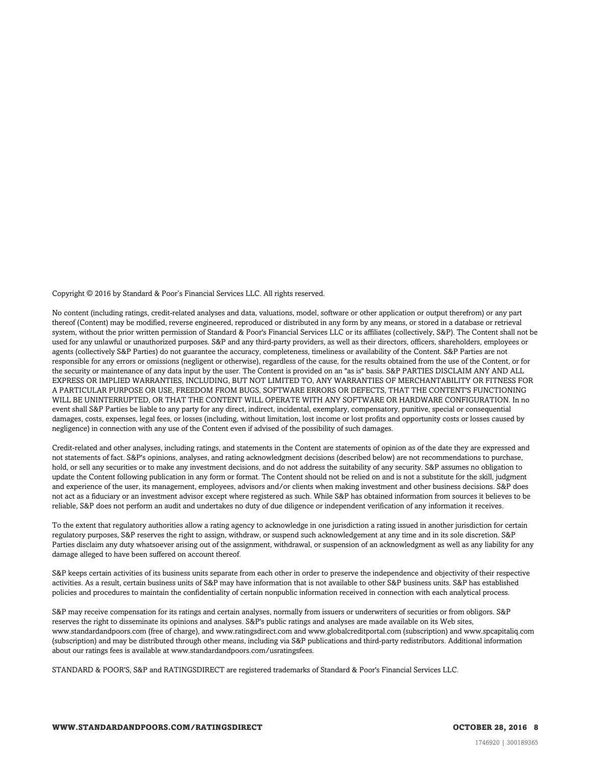Copyright © 2016 by Standard & Poor's Financial Services LLC. All rights reserved.

No content (including ratings, credit-related analyses and data, valuations, model, software or other application or output therefrom) or any part thereof (Content) may be modified, reverse engineered, reproduced or distributed in any form by any means, or stored in a database or retrieval system, without the prior written permission of Standard & Poor's Financial Services LLC or its affiliates (collectively, S&P). The Content shall not be used for any unlawful or unauthorized purposes. S&P and any third-party providers, as well as their directors, officers, shareholders, employees or agents (collectively S&P Parties) do not guarantee the accuracy, completeness, timeliness or availability of the Content. S&P Parties are not responsible for any errors or omissions (negligent or otherwise), regardless of the cause, for the results obtained from the use of the Content, or for the security or maintenance of any data input by the user. The Content is provided on an "as is" basis. S&P PARTIES DISCLAIM ANY AND ALL EXPRESS OR IMPLIED WARRANTIES, INCLUDING, BUT NOT LIMITED TO, ANY WARRANTIES OF MERCHANTABILITY OR FITNESS FOR A PARTICULAR PURPOSE OR USE, FREEDOM FROM BUGS, SOFTWARE ERRORS OR DEFECTS, THAT THE CONTENT'S FUNCTIONING WILL BE UNINTERRUPTED, OR THAT THE CONTENT WILL OPERATE WITH ANY SOFTWARE OR HARDWARE CONFIGURATION. In no event shall S&P Parties be liable to any party for any direct, indirect, incidental, exemplary, compensatory, punitive, special or consequential damages, costs, expenses, legal fees, or losses (including, without limitation, lost income or lost profits and opportunity costs or losses caused by negligence) in connection with any use of the Content even if advised of the possibility of such damages.

Credit-related and other analyses, including ratings, and statements in the Content are statements of opinion as of the date they are expressed and not statements of fact. S&P's opinions, analyses, and rating acknowledgment decisions (described below) are not recommendations to purchase, hold, or sell any securities or to make any investment decisions, and do not address the suitability of any security. S&P assumes no obligation to update the Content following publication in any form or format. The Content should not be relied on and is not a substitute for the skill, judgment and experience of the user, its management, employees, advisors and/or clients when making investment and other business decisions. S&P does not act as a fiduciary or an investment advisor except where registered as such. While S&P has obtained information from sources it believes to be reliable, S&P does not perform an audit and undertakes no duty of due diligence or independent verification of any information it receives.

To the extent that regulatory authorities allow a rating agency to acknowledge in one jurisdiction a rating issued in another jurisdiction for certain regulatory purposes, S&P reserves the right to assign, withdraw, or suspend such acknowledgement at any time and in its sole discretion. S&P Parties disclaim any duty whatsoever arising out of the assignment, withdrawal, or suspension of an acknowledgment as well as any liability for any damage alleged to have been suffered on account thereof.

S&P keeps certain activities of its business units separate from each other in order to preserve the independence and objectivity of their respective activities. As a result, certain business units of S&P may have information that is not available to other S&P business units. S&P has established policies and procedures to maintain the confidentiality of certain nonpublic information received in connection with each analytical process.

S&P may receive compensation for its ratings and certain analyses, normally from issuers or underwriters of securities or from obligors. S&P reserves the right to disseminate its opinions and analyses. S&P's public ratings and analyses are made available on its Web sites, www.standardandpoors.com (free of charge), and www.ratingsdirect.com and www.globalcreditportal.com (subscription) and www.spcapitaliq.com (subscription) and may be distributed through other means, including via S&P publications and third-party redistributors. Additional information about our ratings fees is available at www.standardandpoors.com/usratingsfees.

STANDARD & POOR'S, S&P and RATINGSDIRECT are registered trademarks of Standard & Poor's Financial Services LLC.